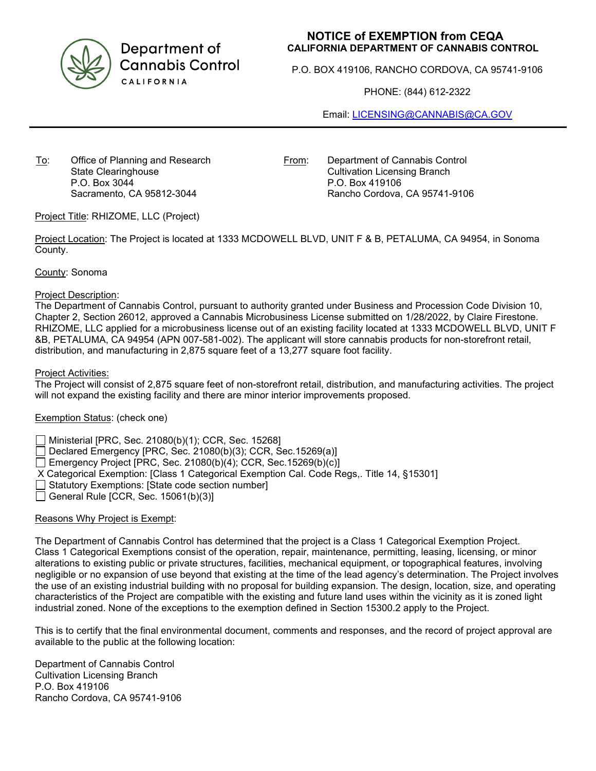Department of Cannabis Control
CALIFORNIA

# NOTICE of EXEMPTION from CEQA
## CALIFORNIA DEPARTMENT OF CANNABIS CONTROL

P.O. BOX 419106, RANCHO CORDOVA, CA 95741-9106

PHONE: (844) 612-2322

Email: LICENSING@CANNABIS@CA.GOV

---

To: Office of Planning and Research
State Clearinghouse
P.O. Box 3044
Sacramento, CA 95812-3044

From: Department of Cannabis Control
Cultivation Licensing Branch
P.O. Box 419106
Rancho Cordova, CA 95741-9106

Project Title: RHIZOME, LLC (Project)

Project Location: The Project is located at 1333 MCDOWELL BLVD, UNIT F & B, PETALUMA, CA 94954, in Sonoma County.

County: Sonoma

Project Description:
The Department of Cannabis Control, pursuant to authority granted under Business and Procession Code Division 10, Chapter 2, Section 26012, approved a Cannabis Microbusiness License submitted on 1/28/2022, by Claire Firestone. RHIZOME, LLC applied for a microbusiness license out of an existing facility located at 1333 MCDOWELL BLVD, UNIT F &B, PETALUMA, CA 94954 (APN 007-581-002). The applicant will store cannabis products for non-storefront retail, distribution, and manufacturing in 2,875 square feet of a 13,277 square foot facility.

Project Activities:
The Project will consist of 2,875 square feet of non-storefront retail, distribution, and manufacturing activities. The project will not expand the existing facility and there are minor interior improvements proposed.

Exemption Status: (check one)

- ☐ Ministerial [PRC, Sec. 21080(b)(1); CCR, Sec. 15268]
- ☐ Declared Emergency [PRC, Sec. 21080(b)(3); CCR, Sec.15269(a)]
- ☐ Emergency Project [PRC, Sec. 21080(b)(4); CCR, Sec.15269(b)(c)]
- X Categorical Exemption: [Class 1 Categorical Exemption Cal. Code Regs,. Title 14, §15301]
- ☐ Statutory Exemptions: [State code section number]
- ☐ General Rule [CCR, Sec. 15061(b)(3)]

Reasons Why Project is Exempt:

The Department of Cannabis Control has determined that the project is a Class 1 Categorical Exemption Project. Class 1 Categorical Exemptions consist of the operation, repair, maintenance, permitting, leasing, licensing, or minor alterations to existing public or private structures, facilities, mechanical equipment, or topographical features, involving negligible or no expansion of use beyond that existing at the time of the lead agency's determination. The Project involves the use of an existing industrial building with no proposal for building expansion. The design, location, size, and operating characteristics of the Project are compatible with the existing and future land uses within the vicinity as it is zoned light industrial zoned. None of the exceptions to the exemption defined in Section 15300.2 apply to the Project.

This is to certify that the final environmental document, comments and responses, and the record of project approval are available to the public at the following location:

Department of Cannabis Control
Cultivation Licensing Branch
P.O. Box 419106
Rancho Cordova, CA 95741-9106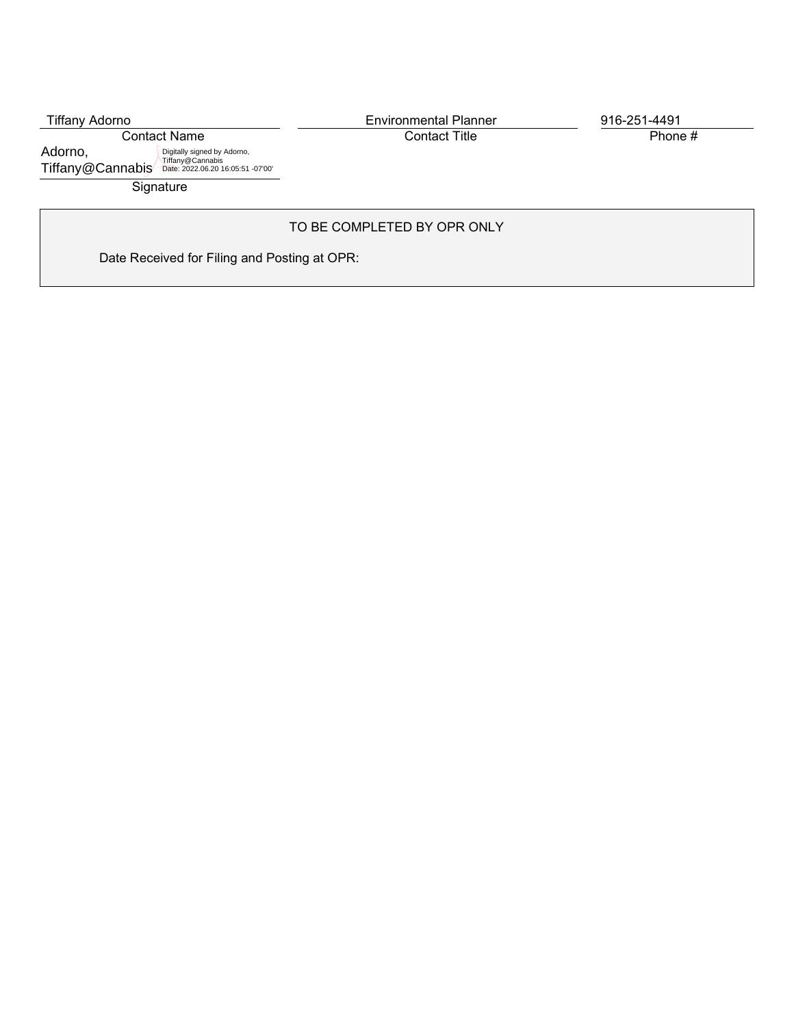| | | |
|---|---|---|
| Tiffany Adorno | Environmental Planner | 916-251-4491 |
| Contact Name | Contact Title | Phone # |

Adorno, Tiffany@Cannabis
Digitally signed by Adorno, Tiffany@Cannabis
Date: 2022.06.20 16:05:51 -07'00'

Signature

TO BE COMPLETED BY OPR ONLY

Date Received for Filing and Posting at OPR: